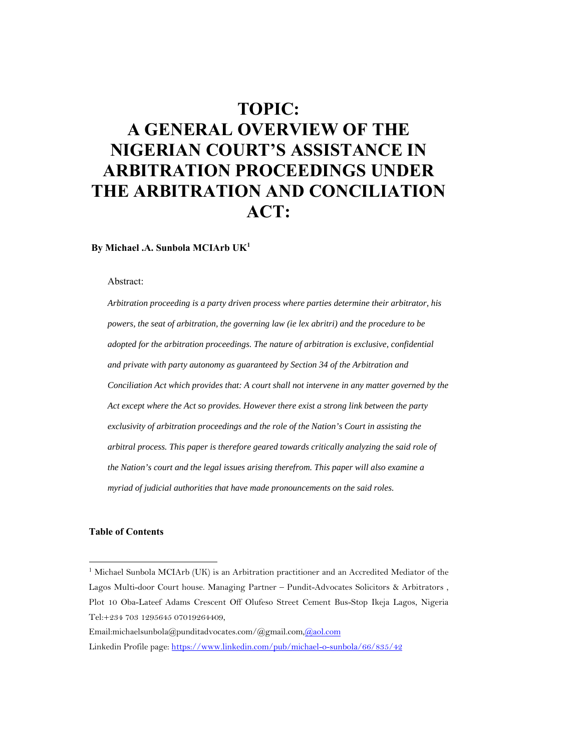# TOPIC:
# A GENERAL OVERVIEW OF THE NIGERIAN COURT'S ASSISTANCE IN ARBITRATION PROCEEDINGS UNDER THE ARBITRATION AND CONCILIATION ACT:

**By Michael .A. Sunbola MCIArb UK[1]**

Abstract:

*Arbitration proceeding is a party driven process where parties determine their arbitrator, his powers, the seat of arbitration, the governing law (ie lex abritri) and the procedure to be adopted for the arbitration proceedings. The nature of arbitration is exclusive, confidential and private with party autonomy as guaranteed by Section 34 of the Arbitration and Conciliation Act which provides that: A court shall not intervene in any matter governed by the Act except where the Act so provides. However there exist a strong link between the party exclusivity of arbitration proceedings and the role of the Nation's Court in assisting the arbitral process. This paper is therefore geared towards critically analyzing the said role of the Nation's court and the legal issues arising therefrom. This paper will also examine a myriad of judicial authorities that have made pronouncements on the said roles.*

**Table of Contents**

---

[1] Michael Sunbola MCIArb (UK) is an Arbitration practitioner and an Accredited Mediator of the Lagos Multi-door Court house. Managing Partner – Pundit-Advocates Solicitors & Arbitrators , Plot 10 Oba-Lateef Adams Crescent Off Olufeso Street Cement Bus-Stop Ikeja Lagos, Nigeria Tel:+234 703 1295645 07019264409,

Email:michaelsunbola@punditadvocates.com/@gmail.com,@aol.com

Linkedin Profile page: https://www.linkedin.com/pub/michael-o-sunbola/66/835/42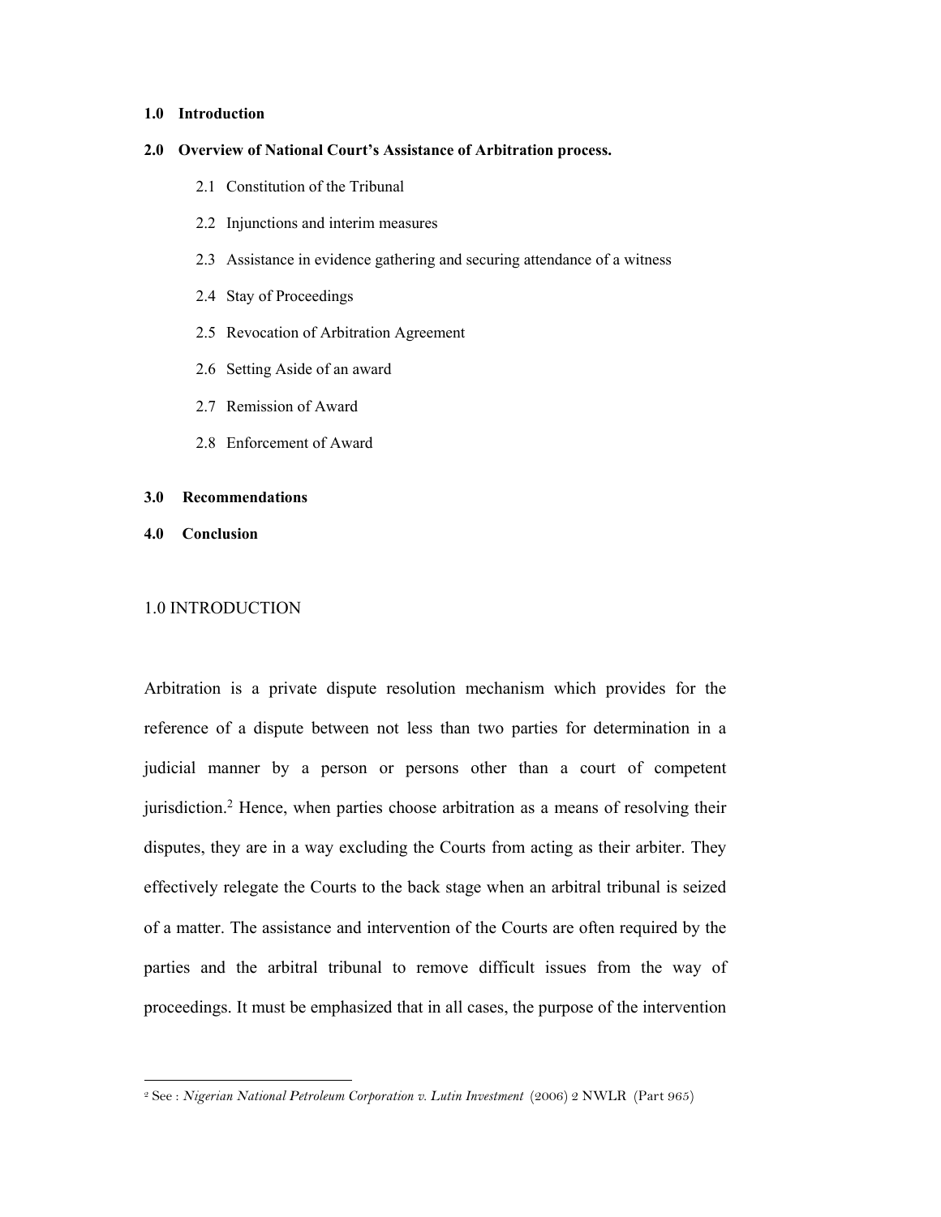**1.0 Introduction**

**2.0 Overview of National Court's Assistance of Arbitration process.**

- 2.1 Constitution of the Tribunal
- 2.2 Injunctions and interim measures
- 2.3 Assistance in evidence gathering and securing attendance of a witness
- 2.4 Stay of Proceedings
- 2.5 Revocation of Arbitration Agreement
- 2.6 Setting Aside of an award
- 2.7 Remission of Award
- 2.8 Enforcement of Award

**3.0 Recommendations**

**4.0 Conclusion**

## 1.0 INTRODUCTION

Arbitration is a private dispute resolution mechanism which provides for the reference of a dispute between not less than two parties for determination in a judicial manner by a person or persons other than a court of competent jurisdiction.[2] Hence, when parties choose arbitration as a means of resolving their disputes, they are in a way excluding the Courts from acting as their arbiter. They effectively relegate the Courts to the back stage when an arbitral tribunal is seized of a matter. The assistance and intervention of the Courts are often required by the parties and the arbitral tribunal to remove difficult issues from the way of proceedings. It must be emphasized that in all cases, the purpose of the intervention

---

[2] See : *Nigerian National Petroleum Corporation v. Lutin Investment* (2006) 2 NWLR (Part 965)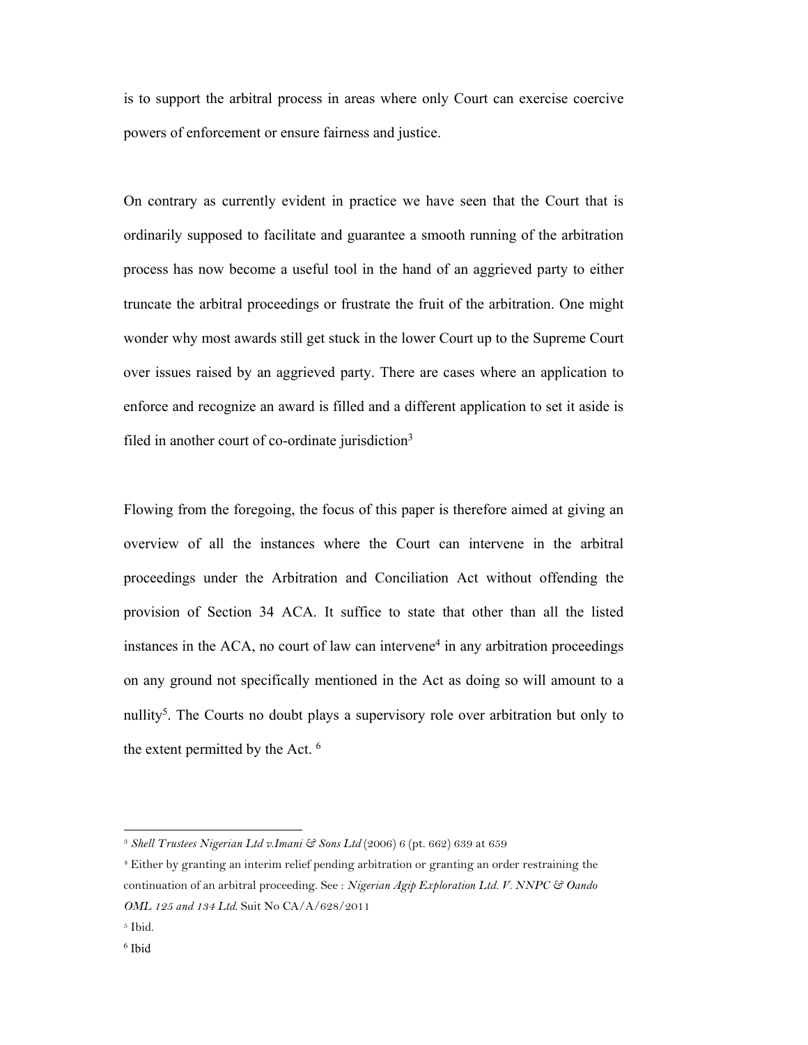is to support the arbitral process in areas where only Court can exercise coercive powers of enforcement or ensure fairness and justice.

On contrary as currently evident in practice we have seen that the Court that is ordinarily supposed to facilitate and guarantee a smooth running of the arbitration process has now become a useful tool in the hand of an aggrieved party to either truncate the arbitral proceedings or frustrate the fruit of the arbitration. One might wonder why most awards still get stuck in the lower Court up to the Supreme Court over issues raised by an aggrieved party. There are cases where an application to enforce and recognize an award is filled and a different application to set it aside is filed in another court of co-ordinate jurisdiction[3]

Flowing from the foregoing, the focus of this paper is therefore aimed at giving an overview of all the instances where the Court can intervene in the arbitral proceedings under the Arbitration and Conciliation Act without offending the provision of Section 34 ACA. It suffice to state that other than all the listed instances in the ACA, no court of law can intervene[4] in any arbitration proceedings on any ground not specifically mentioned in the Act as doing so will amount to a nullity[5]. The Courts no doubt plays a supervisory role over arbitration but only to the extent permitted by the Act. [6]

---

[3] *Shell Trustees Nigerian Ltd v.Imani & Sons Ltd* (2006) 6 (pt. 662) 639 at 659

[4] Either by granting an interim relief pending arbitration or granting an order restraining the continuation of an arbitral proceeding. See : *Nigerian Agip Exploration Ltd. V. NNPC & Oando OML 125 and 134 Ltd.* Suit No CA/A/628/2011

[5] Ibid.

[6] Ibid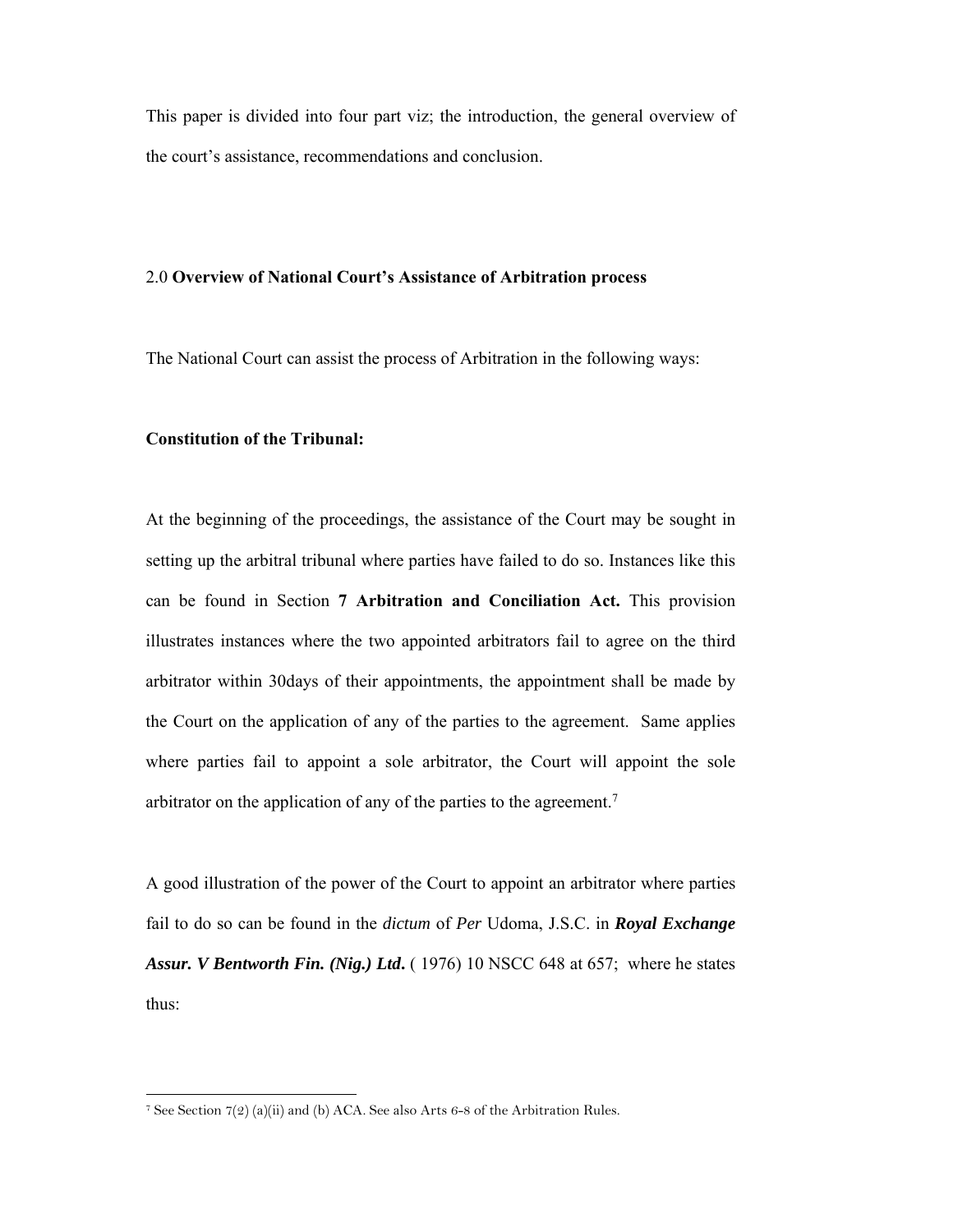This paper is divided into four part viz; the introduction, the general overview of the court's assistance, recommendations and conclusion.

## 2.0 **Overview of National Court's Assistance of Arbitration process**

The National Court can assist the process of Arbitration in the following ways:

### **Constitution of the Tribunal:**

At the beginning of the proceedings, the assistance of the Court may be sought in setting up the arbitral tribunal where parties have failed to do so. Instances like this can be found in Section **7 Arbitration and Conciliation Act.** This provision illustrates instances where the two appointed arbitrators fail to agree on the third arbitrator within 30days of their appointments, the appointment shall be made by the Court on the application of any of the parties to the agreement. Same applies where parties fail to appoint a sole arbitrator, the Court will appoint the sole arbitrator on the application of any of the parties to the agreement.[7]

A good illustration of the power of the Court to appoint an arbitrator where parties fail to do so can be found in the *dictum* of *Per* Udoma, J.S.C. in ***Royal Exchange Assur. V Bentworth Fin. (Nig.) Ltd.*** ( 1976) 10 NSCC 648 at 657; where he states thus:

---

[7] See Section 7(2) (a)(ii) and (b) ACA. See also Arts 6-8 of the Arbitration Rules.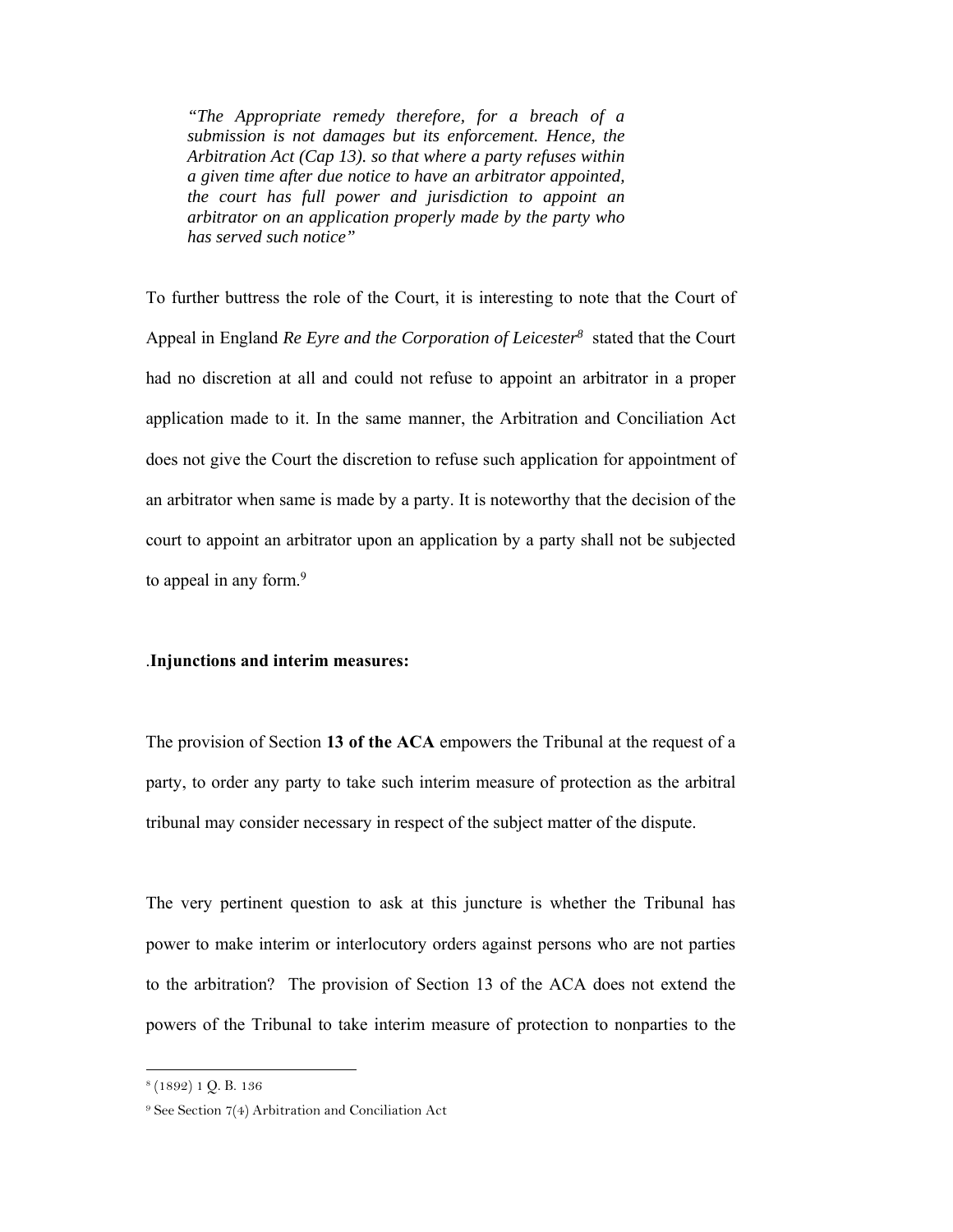> *"The Appropriate remedy therefore, for a breach of a submission is not damages but its enforcement. Hence, the Arbitration Act (Cap 13). so that where a party refuses within a given time after due notice to have an arbitrator appointed, the court has full power and jurisdiction to appoint an arbitrator on an application properly made by the party who has served such notice"*

To further buttress the role of the Court, it is interesting to note that the Court of Appeal in England *Re Eyre and the Corporation of Leicester*[8] stated that the Court had no discretion at all and could not refuse to appoint an arbitrator in a proper application made to it. In the same manner, the Arbitration and Conciliation Act does not give the Court the discretion to refuse such application for appointment of an arbitrator when same is made by a party. It is noteworthy that the decision of the court to appoint an arbitrator upon an application by a party shall not be subjected to appeal in any form.[9]

.**Injunctions and interim measures:**

The provision of Section **13 of the ACA** empowers the Tribunal at the request of a party, to order any party to take such interim measure of protection as the arbitral tribunal may consider necessary in respect of the subject matter of the dispute.

The very pertinent question to ask at this juncture is whether the Tribunal has power to make interim or interlocutory orders against persons who are not parties to the arbitration? The provision of Section 13 of the ACA does not extend the powers of the Tribunal to take interim measure of protection to nonparties to the

---

[8] (1892) 1 Q. B. 136

[9] See Section 7(4) Arbitration and Conciliation Act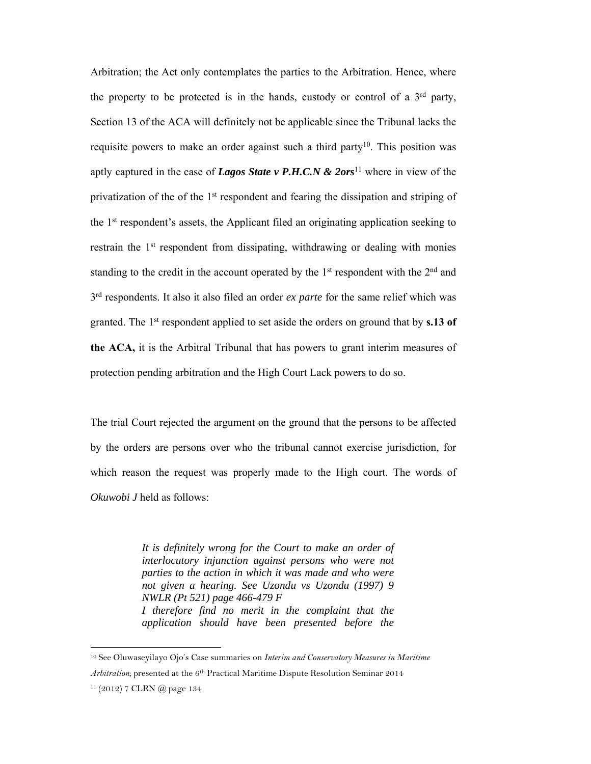Arbitration; the Act only contemplates the parties to the Arbitration. Hence, where the property to be protected is in the hands, custody or control of a 3rd party, Section 13 of the ACA will definitely not be applicable since the Tribunal lacks the requisite powers to make an order against such a third party[10]. This position was aptly captured in the case of ***Lagos State v P.H.C.N & 2ors***[11] where in view of the privatization of the of the 1st respondent and fearing the dissipation and striping of the 1st respondent's assets, the Applicant filed an originating application seeking to restrain the 1st respondent from dissipating, withdrawing or dealing with monies standing to the credit in the account operated by the 1st respondent with the 2nd and 3rd respondents. It also it also filed an order *ex parte* for the same relief which was granted. The 1st respondent applied to set aside the orders on ground that by **s.13 of the ACA,** it is the Arbitral Tribunal that has powers to grant interim measures of protection pending arbitration and the High Court Lack powers to do so.

The trial Court rejected the argument on the ground that the persons to be affected by the orders are persons over who the tribunal cannot exercise jurisdiction, for which reason the request was properly made to the High court. The words of *Okuwobi J* held as follows:

> *It is definitely wrong for the Court to make an order of interlocutory injunction against persons who were not parties to the action in which it was made and who were not given a hearing. See Uzondu vs Uzondu (1997) 9 NWLR (Pt 521) page 466-479 F*
> *I therefore find no merit in the complaint that the application should have been presented before the*

---

[10] See Oluwaseyilayo Ojo's Case summaries on *Interim and Conservatory Measures in Maritime Arbitration*; presented at the 6th Practical Maritime Dispute Resolution Seminar 2014

[11] (2012) 7 CLRN @ page 134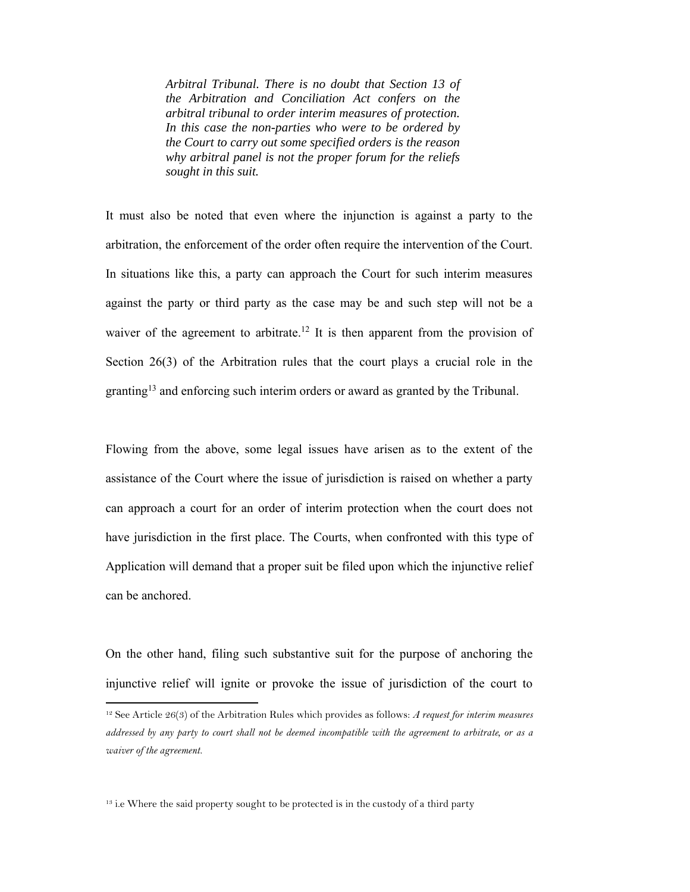> *Arbitral Tribunal. There is no doubt that Section 13 of the Arbitration and Conciliation Act confers on the arbitral tribunal to order interim measures of protection. In this case the non-parties who were to be ordered by the Court to carry out some specified orders is the reason why arbitral panel is not the proper forum for the reliefs sought in this suit.*

It must also be noted that even where the injunction is against a party to the arbitration, the enforcement of the order often require the intervention of the Court. In situations like this, a party can approach the Court for such interim measures against the party or third party as the case may be and such step will not be a waiver of the agreement to arbitrate.[12] It is then apparent from the provision of Section 26(3) of the Arbitration rules that the court plays a crucial role in the granting[13] and enforcing such interim orders or award as granted by the Tribunal.

Flowing from the above, some legal issues have arisen as to the extent of the assistance of the Court where the issue of jurisdiction is raised on whether a party can approach a court for an order of interim protection when the court does not have jurisdiction in the first place. The Courts, when confronted with this type of Application will demand that a proper suit be filed upon which the injunctive relief can be anchored.

On the other hand, filing such substantive suit for the purpose of anchoring the injunctive relief will ignite or provoke the issue of jurisdiction of the court to

---

[12] See Article 26(3) of the Arbitration Rules which provides as follows: *A request for interim measures addressed by any party to court shall not be deemed incompatible with the agreement to arbitrate, or as a waiver of the agreement.*

[13] i.e Where the said property sought to be protected is in the custody of a third party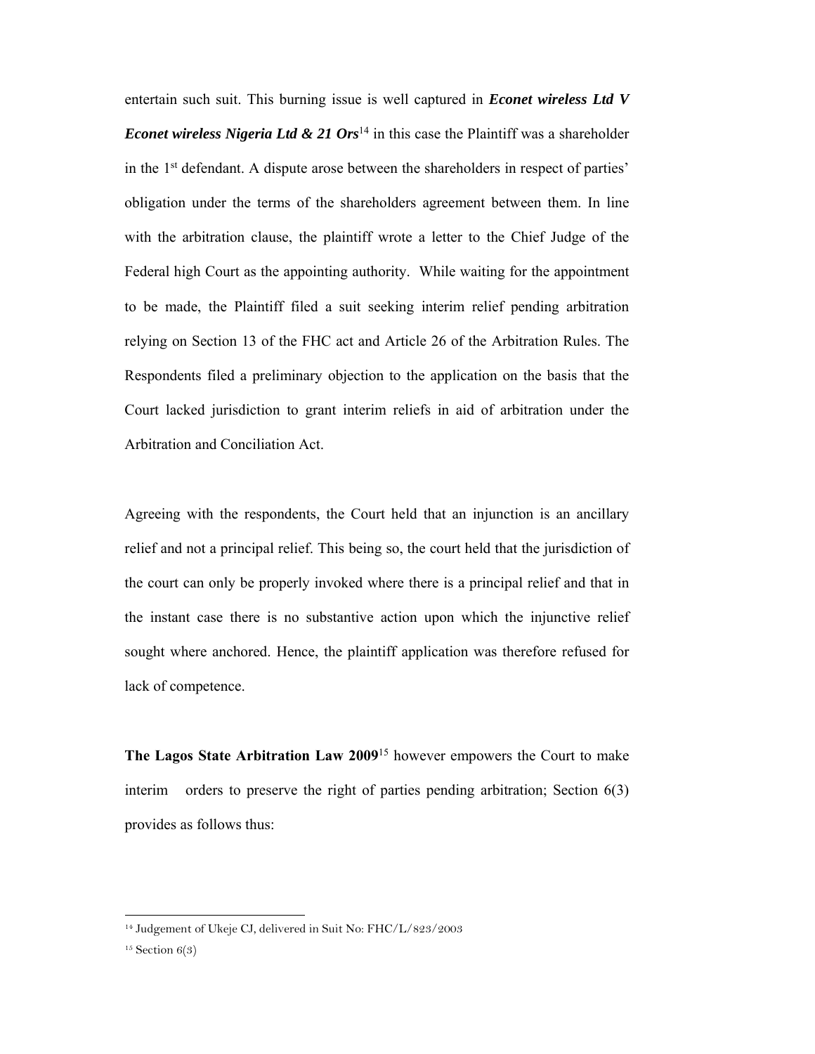entertain such suit. This burning issue is well captured in ***Econet wireless Ltd V Econet wireless Nigeria Ltd & 21 Ors***[14] in this case the Plaintiff was a shareholder in the 1st defendant. A dispute arose between the shareholders in respect of parties' obligation under the terms of the shareholders agreement between them. In line with the arbitration clause, the plaintiff wrote a letter to the Chief Judge of the Federal high Court as the appointing authority. While waiting for the appointment to be made, the Plaintiff filed a suit seeking interim relief pending arbitration relying on Section 13 of the FHC act and Article 26 of the Arbitration Rules. The Respondents filed a preliminary objection to the application on the basis that the Court lacked jurisdiction to grant interim reliefs in aid of arbitration under the Arbitration and Conciliation Act.

Agreeing with the respondents, the Court held that an injunction is an ancillary relief and not a principal relief. This being so, the court held that the jurisdiction of the court can only be properly invoked where there is a principal relief and that in the instant case there is no substantive action upon which the injunctive relief sought where anchored. Hence, the plaintiff application was therefore refused for lack of competence.

**The Lagos State Arbitration Law 2009**[15] however empowers the Court to make interim orders to preserve the right of parties pending arbitration; Section 6(3) provides as follows thus:

---

[14] Judgement of Ukeje CJ, delivered in Suit No: FHC/L/823/2003

[15] Section 6(3)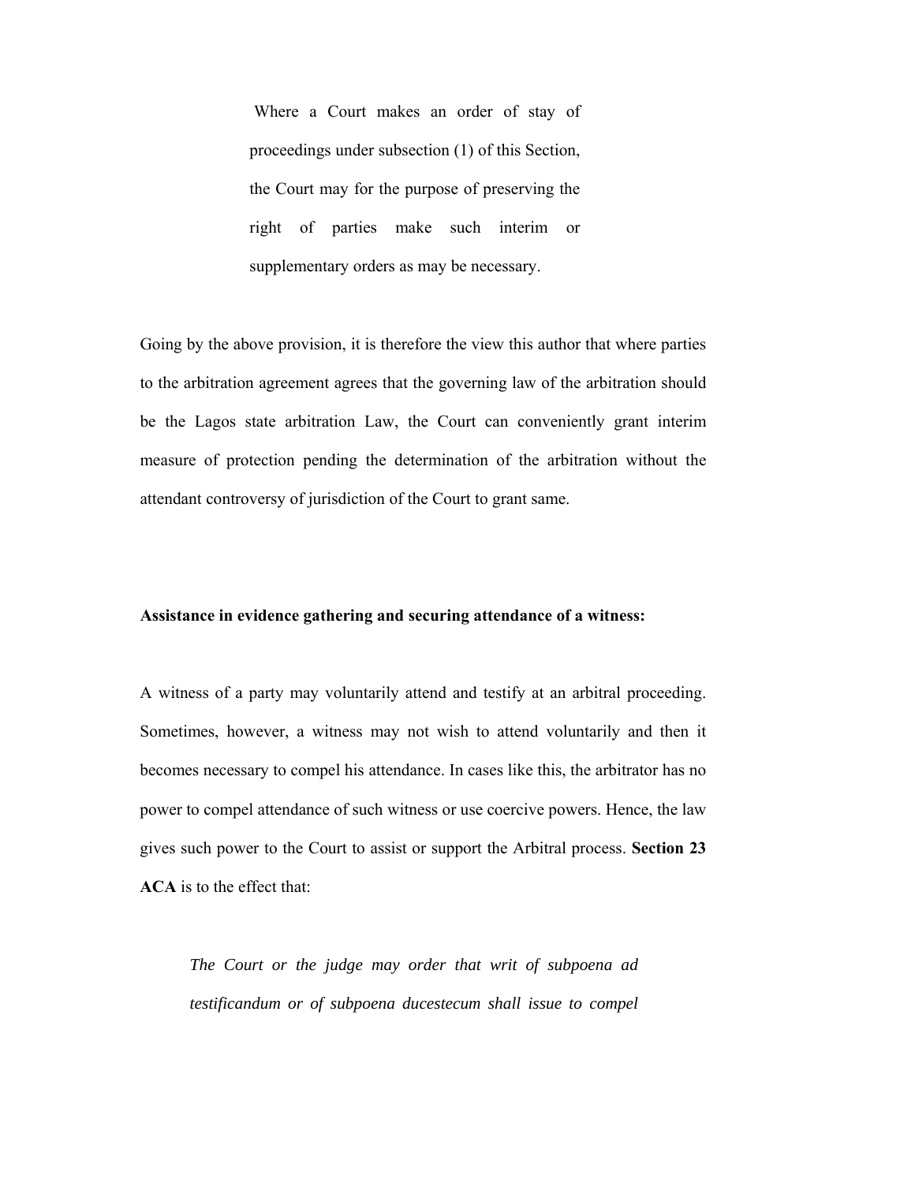> Where a Court makes an order of stay of proceedings under subsection (1) of this Section, the Court may for the purpose of preserving the right of parties make such interim or supplementary orders as may be necessary.

Going by the above provision, it is therefore the view this author that where parties to the arbitration agreement agrees that the governing law of the arbitration should be the Lagos state arbitration Law, the Court can conveniently grant interim measure of protection pending the determination of the arbitration without the attendant controversy of jurisdiction of the Court to grant same.

**Assistance in evidence gathering and securing attendance of a witness:**

A witness of a party may voluntarily attend and testify at an arbitral proceeding. Sometimes, however, a witness may not wish to attend voluntarily and then it becomes necessary to compel his attendance. In cases like this, the arbitrator has no power to compel attendance of such witness or use coercive powers. Hence, the law gives such power to the Court to assist or support the Arbitral process. **Section 23 ACA** is to the effect that:

> *The Court or the judge may order that writ of subpoena ad testificandum or of subpoena ducestecum shall issue to compel*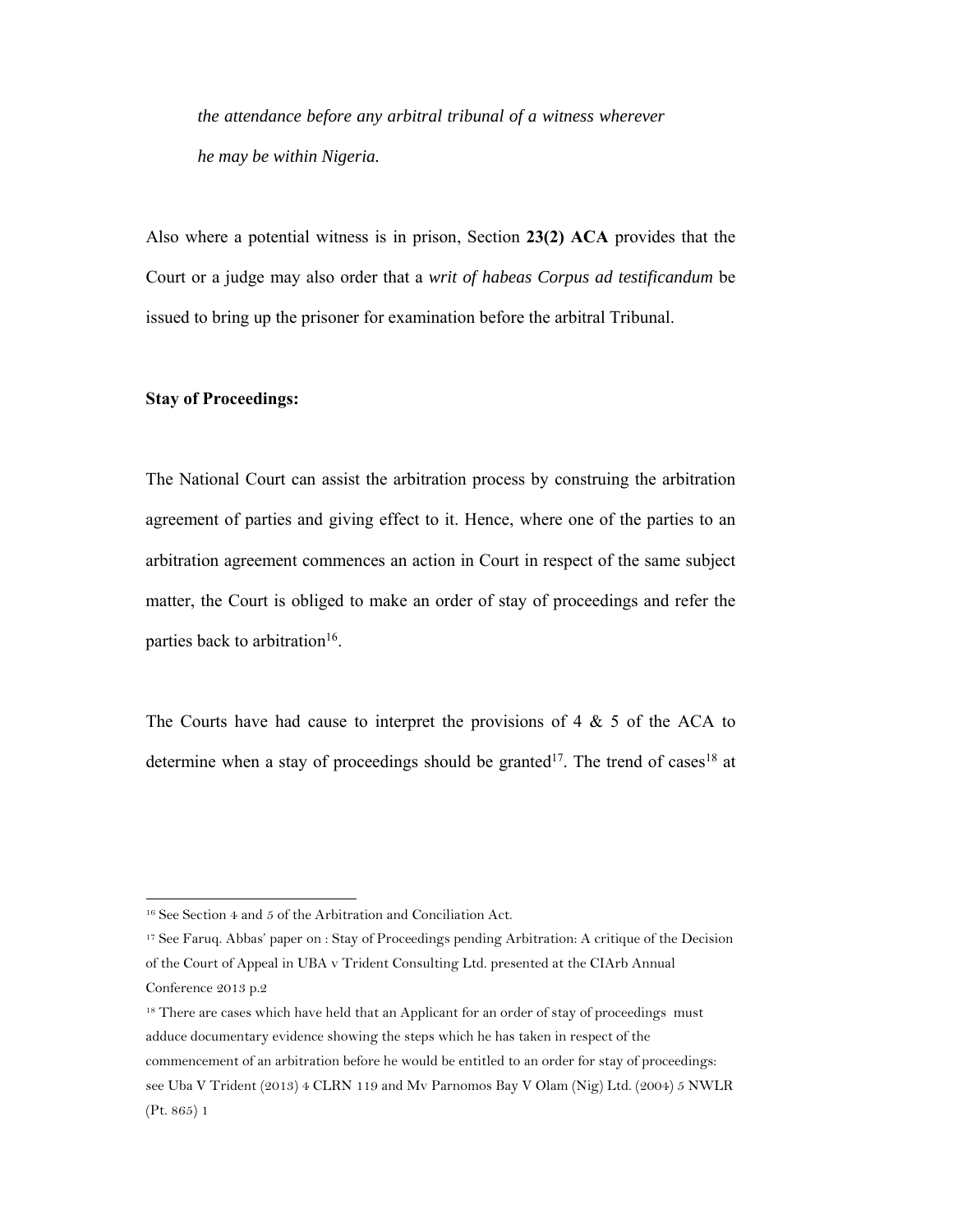*the attendance before any arbitral tribunal of a witness wherever he may be within Nigeria.*

Also where a potential witness is in prison, Section **23(2) ACA** provides that the Court or a judge may also order that a *writ of habeas Corpus ad testificandum* be issued to bring up the prisoner for examination before the arbitral Tribunal.

**Stay of Proceedings:**

The National Court can assist the arbitration process by construing the arbitration agreement of parties and giving effect to it. Hence, where one of the parties to an arbitration agreement commences an action in Court in respect of the same subject matter, the Court is obliged to make an order of stay of proceedings and refer the parties back to arbitration[16].

The Courts have had cause to interpret the provisions of 4 & 5 of the ACA to determine when a stay of proceedings should be granted[17]. The trend of cases[18] at

---

[16] See Section 4 and 5 of the Arbitration and Conciliation Act.

[17] See Faruq. Abbas' paper on : Stay of Proceedings pending Arbitration: A critique of the Decision of the Court of Appeal in UBA v Trident Consulting Ltd. presented at the CIArb Annual Conference 2013 p.2

[18] There are cases which have held that an Applicant for an order of stay of proceedings must adduce documentary evidence showing the steps which he has taken in respect of the commencement of an arbitration before he would be entitled to an order for stay of proceedings: see Uba V Trident (2013) 4 CLRN 119 and Mv Parnomos Bay V Olam (Nig) Ltd. (2004) 5 NWLR (Pt. 865) 1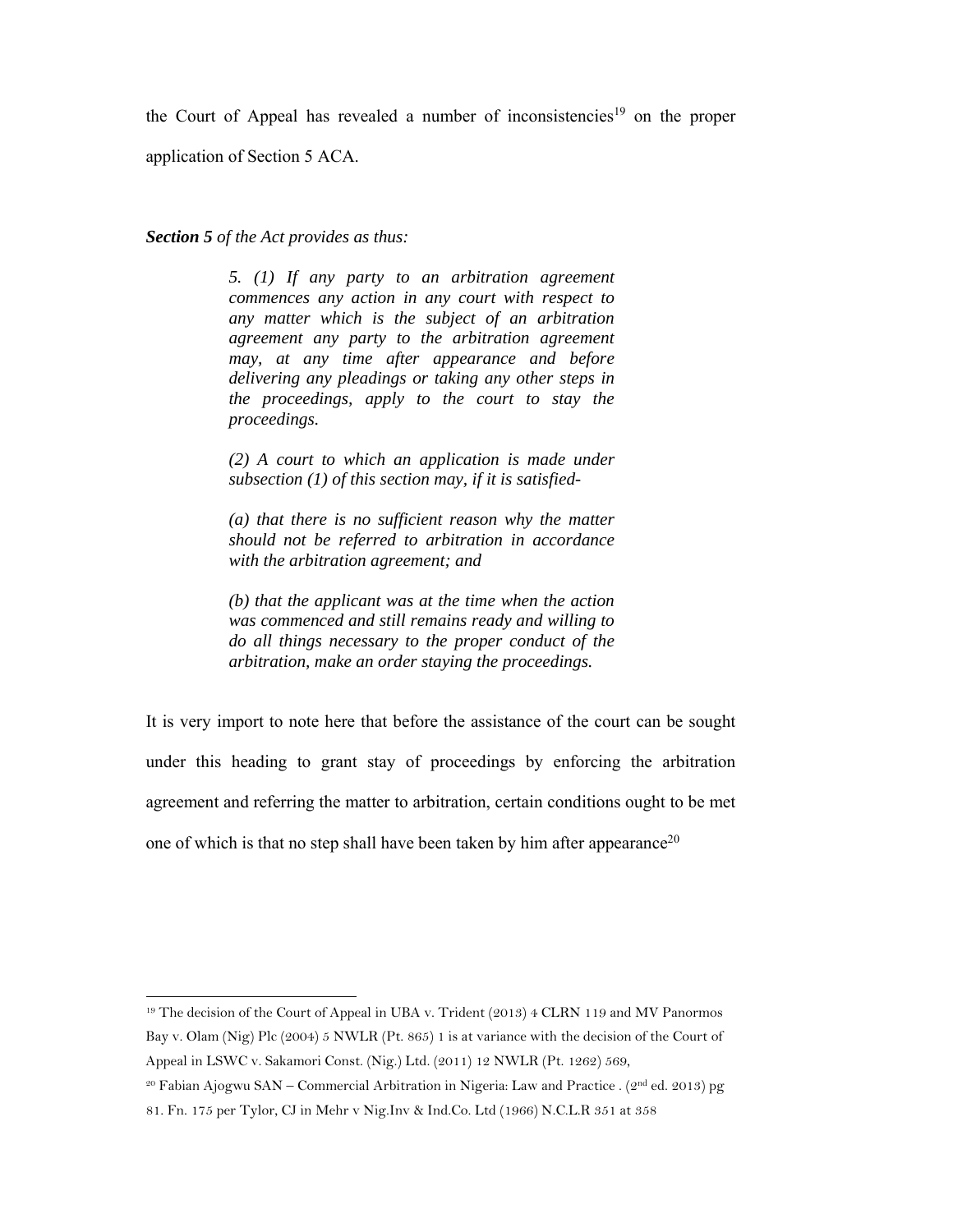the Court of Appeal has revealed a number of inconsistencies[19] on the proper application of Section 5 ACA.

***Section 5*** *of the Act provides as thus:*

> *5. (1) If any party to an arbitration agreement commences any action in any court with respect to any matter which is the subject of an arbitration agreement any party to the arbitration agreement may, at any time after appearance and before delivering any pleadings or taking any other steps in the proceedings, apply to the court to stay the proceedings.*
>
> *(2) A court to which an application is made under subsection (1) of this section may, if it is satisfied-*
>
> *(a) that there is no sufficient reason why the matter should not be referred to arbitration in accordance with the arbitration agreement; and*
>
> *(b) that the applicant was at the time when the action was commenced and still remains ready and willing to do all things necessary to the proper conduct of the arbitration, make an order staying the proceedings.*

It is very import to note here that before the assistance of the court can be sought under this heading to grant stay of proceedings by enforcing the arbitration agreement and referring the matter to arbitration, certain conditions ought to be met one of which is that no step shall have been taken by him after appearance[20]

---

[19] The decision of the Court of Appeal in UBA v. Trident (2013) 4 CLRN 119 and MV Panormos Bay v. Olam (Nig) Plc (2004) 5 NWLR (Pt. 865) 1 is at variance with the decision of the Court of Appeal in LSWC v. Sakamori Const. (Nig.) Ltd. (2011) 12 NWLR (Pt. 1262) 569,

[20] Fabian Ajogwu SAN – Commercial Arbitration in Nigeria: Law and Practice . (2nd ed. 2013) pg 81. Fn. 175 per Tylor, CJ in Mehr v Nig.Inv & Ind.Co. Ltd (1966) N.C.L.R 351 at 358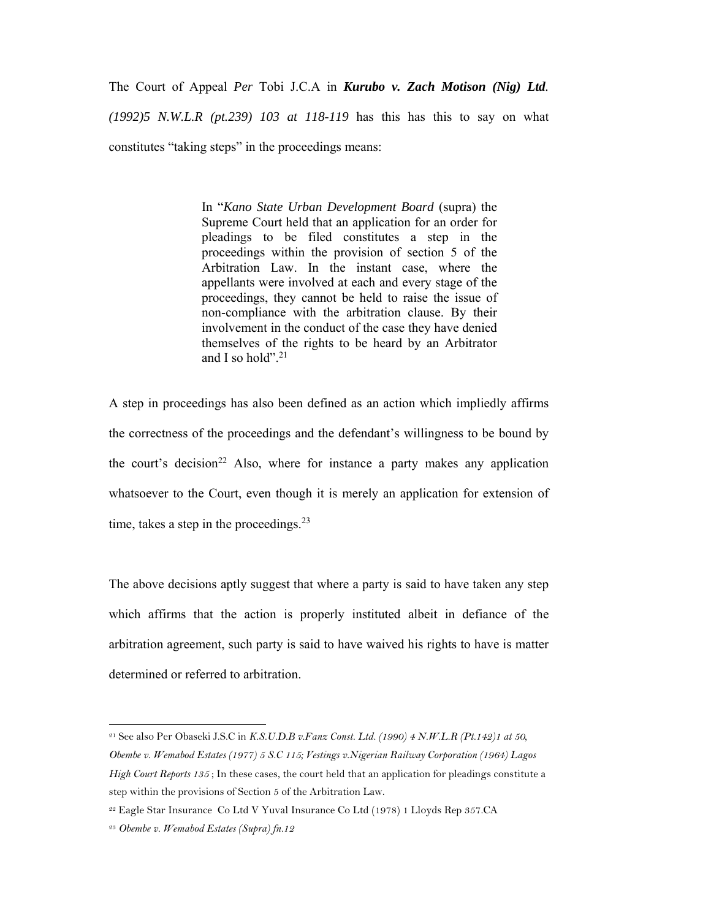The Court of Appeal *Per* Tobi J.C.A in ***Kurubo v. Zach Motison (Nig) Ltd.*** *(1992)5 N.W.L.R (pt.239) 103 at 118-119* has this has this to say on what constitutes "taking steps" in the proceedings means:

> In "*Kano State Urban Development Board* (supra) the Supreme Court held that an application for an order for pleadings to be filed constitutes a step in the proceedings within the provision of section 5 of the Arbitration Law. In the instant case, where the appellants were involved at each and every stage of the proceedings, they cannot be held to raise the issue of non-compliance with the arbitration clause. By their involvement in the conduct of the case they have denied themselves of the rights to be heard by an Arbitrator and I so hold".[21]

A step in proceedings has also been defined as an action which impliedly affirms the correctness of the proceedings and the defendant's willingness to be bound by the court's decision[22] Also, where for instance a party makes any application whatsoever to the Court, even though it is merely an application for extension of time, takes a step in the proceedings.[23]

The above decisions aptly suggest that where a party is said to have taken any step which affirms that the action is properly instituted albeit in defiance of the arbitration agreement, such party is said to have waived his rights to have is matter determined or referred to arbitration.

---

[21] See also Per Obaseki J.S.C in *K.S.U.D.B v.Fanz Const. Ltd. (1990) 4 N.W.L.R (Pt.142)1 at 50, Obembe v. Wemabod Estates (1977) 5 S.C 115; Vestings v.Nigerian Railway Corporation (1964) Lagos High Court Reports 135* ; In these cases, the court held that an application for pleadings constitute a step within the provisions of Section 5 of the Arbitration Law.

[22] Eagle Star Insurance Co Ltd V Yuval Insurance Co Ltd (1978) 1 Lloyds Rep 357.CA

[23] *Obembe v. Wemabod Estates (Supra) fn.12*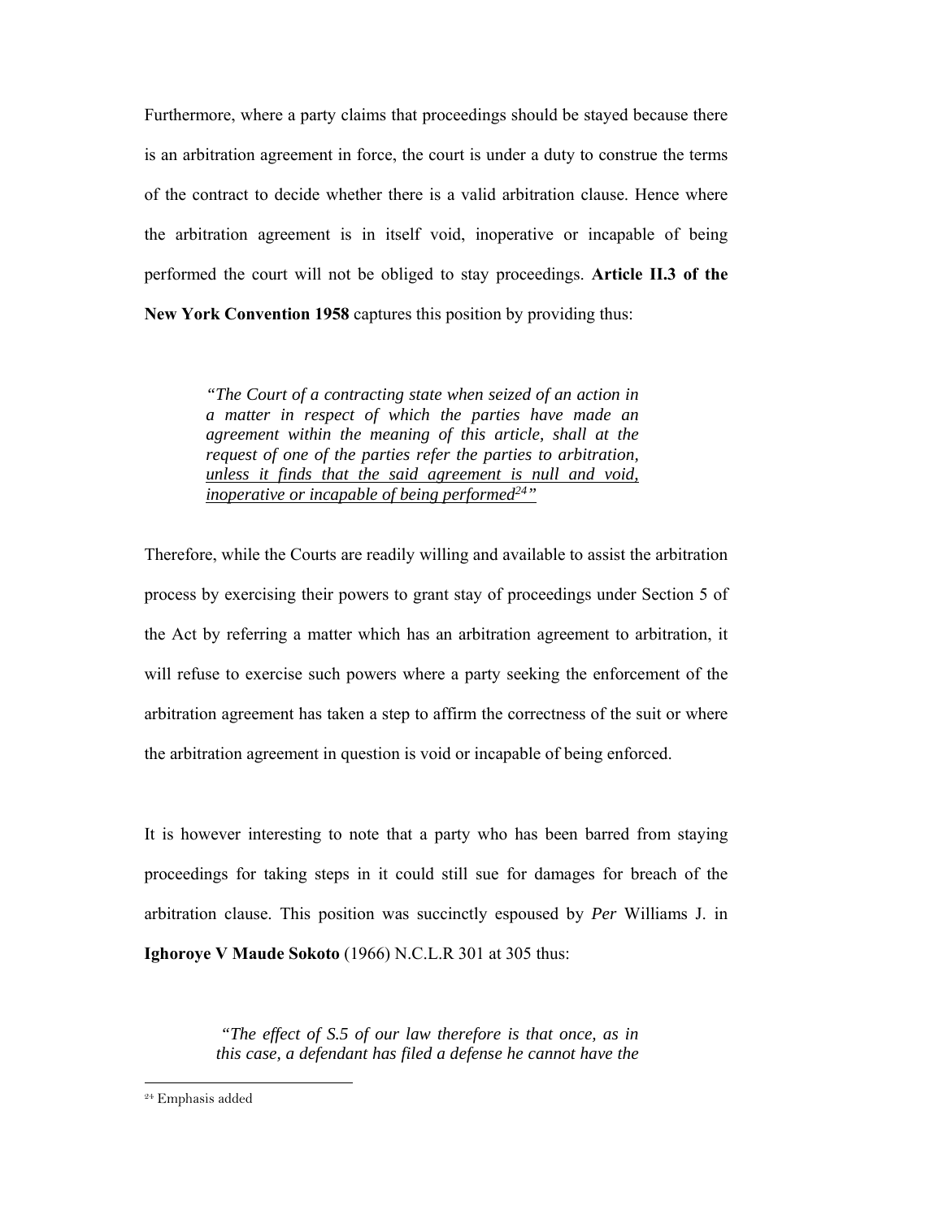Furthermore, where a party claims that proceedings should be stayed because there is an arbitration agreement in force, the court is under a duty to construe the terms of the contract to decide whether there is a valid arbitration clause. Hence where the arbitration agreement is in itself void, inoperative or incapable of being performed the court will not be obliged to stay proceedings. **Article II.3 of the New York Convention 1958** captures this position by providing thus:

> *"The Court of a contracting state when seized of an action in a matter in respect of which the parties have made an agreement within the meaning of this article, shall at the request of one of the parties refer the parties to arbitration, <u>unless it finds that the said agreement is null and void, inoperative or incapable of being performed</u>[24]"*

Therefore, while the Courts are readily willing and available to assist the arbitration process by exercising their powers to grant stay of proceedings under Section 5 of the Act by referring a matter which has an arbitration agreement to arbitration, it will refuse to exercise such powers where a party seeking the enforcement of the arbitration agreement has taken a step to affirm the correctness of the suit or where the arbitration agreement in question is void or incapable of being enforced.

It is however interesting to note that a party who has been barred from staying proceedings for taking steps in it could still sue for damages for breach of the arbitration clause. This position was succinctly espoused by *Per* Williams J. in **Ighoroye V Maude Sokoto** (1966) N.C.L.R 301 at 305 thus:

> *"The effect of S.5 of our law therefore is that once, as in this case, a defendant has filed a defense he cannot have the*

---

[24] Emphasis added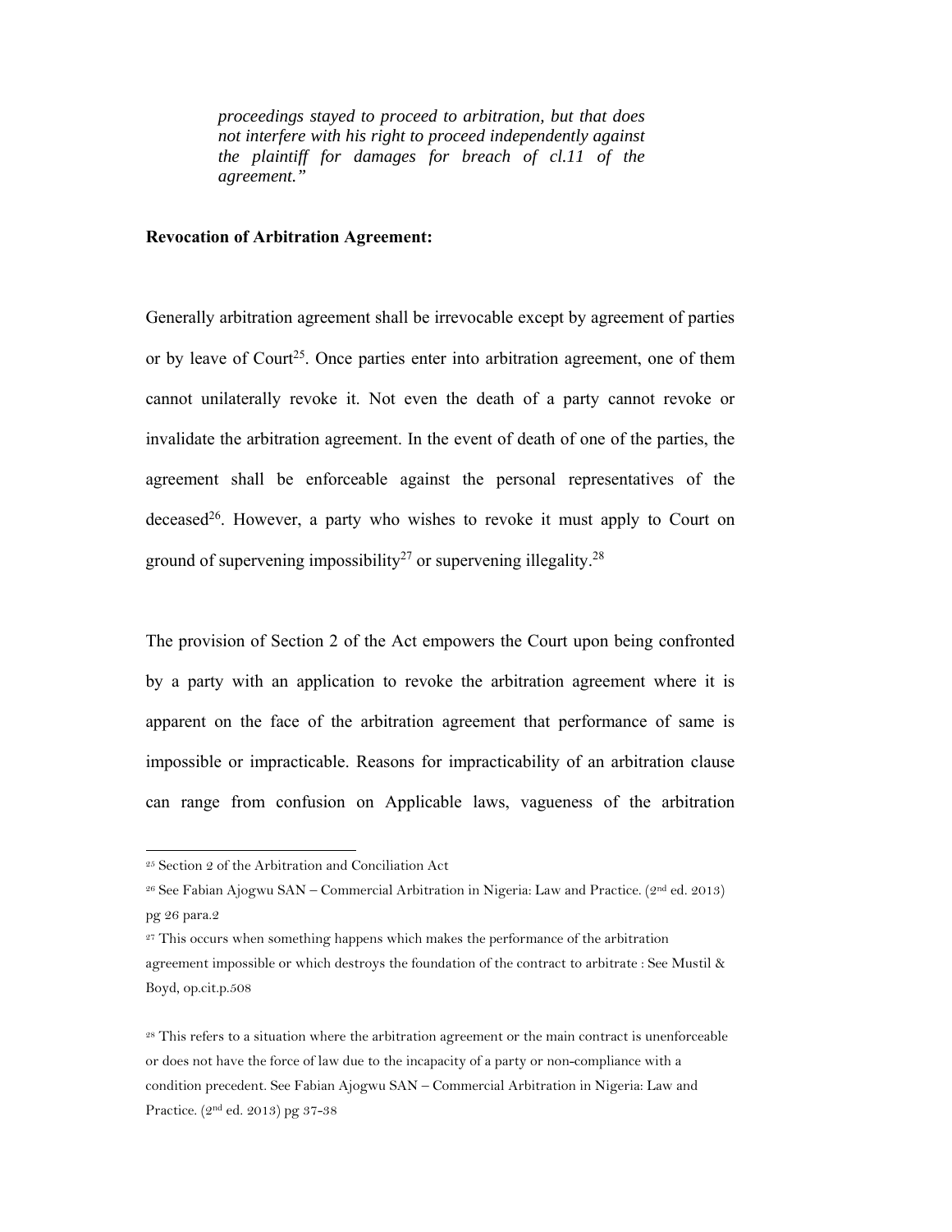*proceedings stayed to proceed to arbitration, but that does not interfere with his right to proceed independently against the plaintiff for damages for breach of cl.11 of the agreement."*

**Revocation of Arbitration Agreement:**

Generally arbitration agreement shall be irrevocable except by agreement of parties or by leave of Court[25]. Once parties enter into arbitration agreement, one of them cannot unilaterally revoke it. Not even the death of a party cannot revoke or invalidate the arbitration agreement. In the event of death of one of the parties, the agreement shall be enforceable against the personal representatives of the deceased[26]. However, a party who wishes to revoke it must apply to Court on ground of supervening impossibility[27] or supervening illegality.[28]

The provision of Section 2 of the Act empowers the Court upon being confronted by a party with an application to revoke the arbitration agreement where it is apparent on the face of the arbitration agreement that performance of same is impossible or impracticable. Reasons for impracticability of an arbitration clause can range from confusion on Applicable laws, vagueness of the arbitration

---

[25] Section 2 of the Arbitration and Conciliation Act

[26] See Fabian Ajogwu SAN – Commercial Arbitration in Nigeria: Law and Practice. (2nd ed. 2013) pg 26 para.2

[27] This occurs when something happens which makes the performance of the arbitration agreement impossible or which destroys the foundation of the contract to arbitrate : See Mustil & Boyd, op.cit.p.508

[28] This refers to a situation where the arbitration agreement or the main contract is unenforceable or does not have the force of law due to the incapacity of a party or non-compliance with a condition precedent. See Fabian Ajogwu SAN – Commercial Arbitration in Nigeria: Law and Practice. (2nd ed. 2013) pg 37-38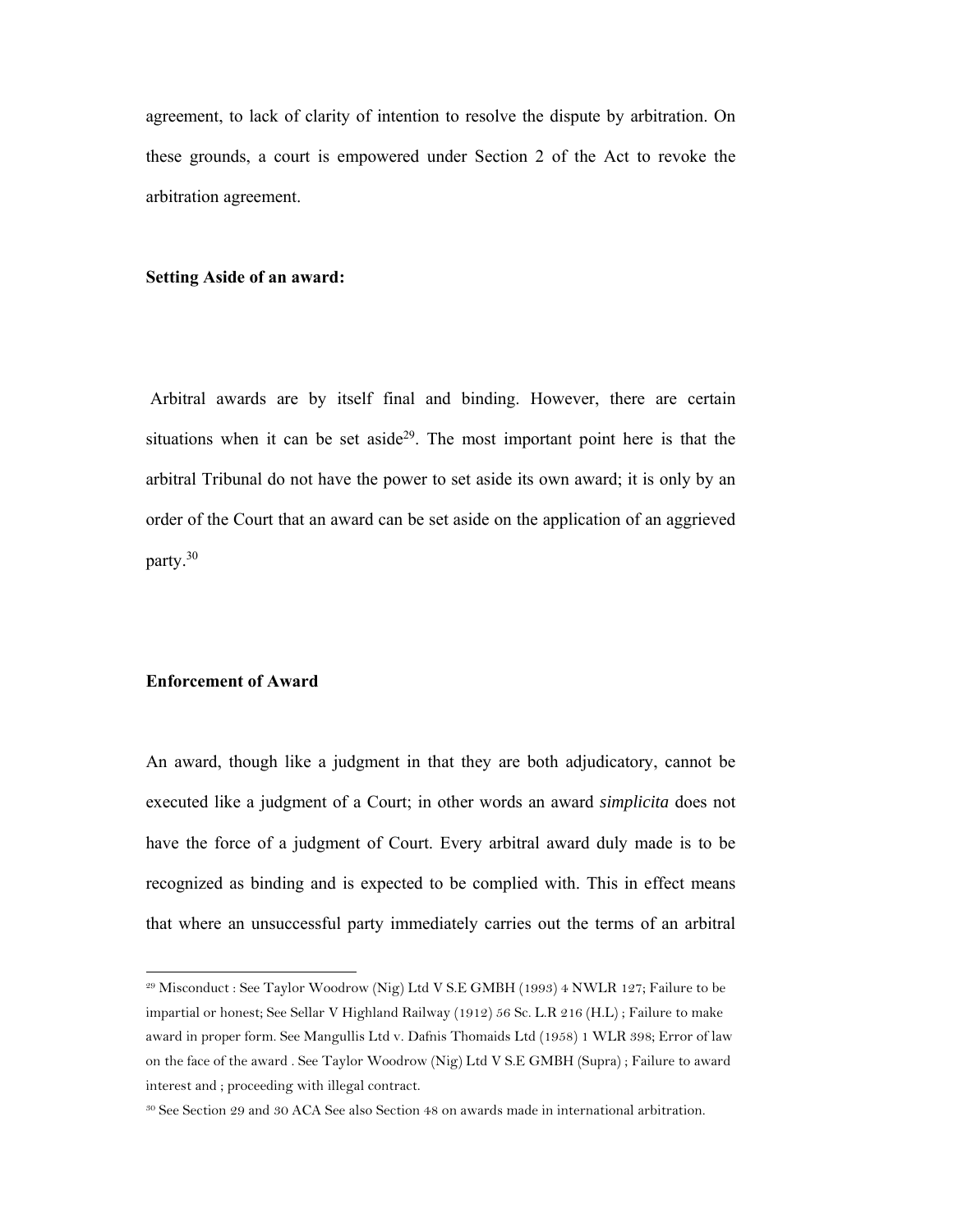agreement, to lack of clarity of intention to resolve the dispute by arbitration. On these grounds, a court is empowered under Section 2 of the Act to revoke the arbitration agreement.

**Setting Aside of an award:**

Arbitral awards are by itself final and binding. However, there are certain situations when it can be set aside[29]. The most important point here is that the arbitral Tribunal do not have the power to set aside its own award; it is only by an order of the Court that an award can be set aside on the application of an aggrieved party.[30]

**Enforcement of Award**

An award, though like a judgment in that they are both adjudicatory, cannot be executed like a judgment of a Court; in other words an award *simplicita* does not have the force of a judgment of Court. Every arbitral award duly made is to be recognized as binding and is expected to be complied with. This in effect means that where an unsuccessful party immediately carries out the terms of an arbitral

---

[29] Misconduct : See Taylor Woodrow (Nig) Ltd V S.E GMBH (1993) 4 NWLR 127; Failure to be impartial or honest; See Sellar V Highland Railway (1912) 56 Sc. L.R 216 (H.L) ; Failure to make award in proper form. See Mangullis Ltd v. Dafnis Thomaids Ltd (1958) 1 WLR 398; Error of law on the face of the award . See Taylor Woodrow (Nig) Ltd V S.E GMBH (Supra) ; Failure to award interest and ; proceeding with illegal contract.

[30] See Section 29 and 30 ACA See also Section 48 on awards made in international arbitration.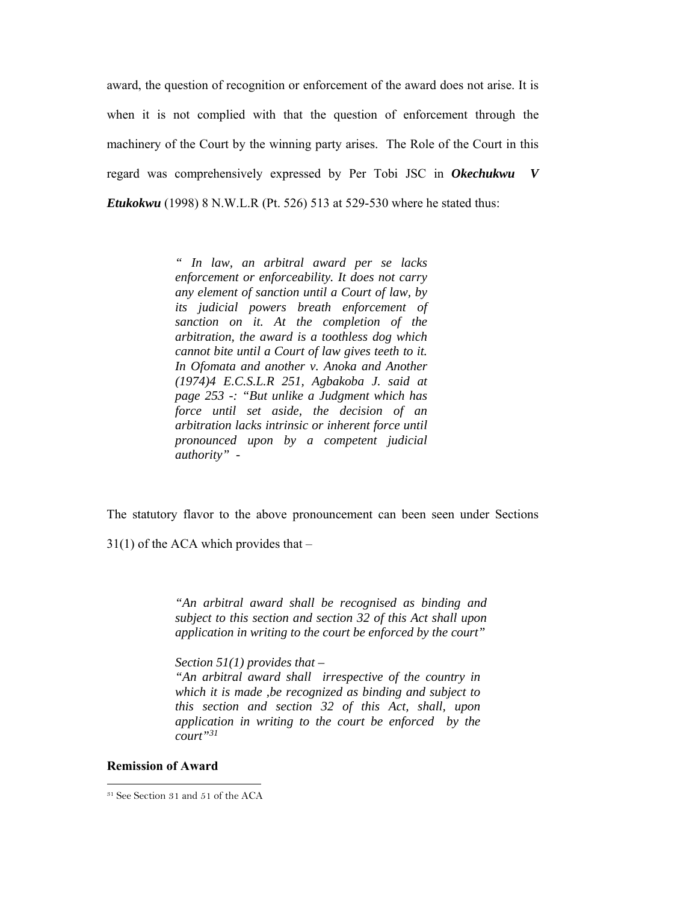award, the question of recognition or enforcement of the award does not arise. It is when it is not complied with that the question of enforcement through the machinery of the Court by the winning party arises. The Role of the Court in this regard was comprehensively expressed by Per Tobi JSC in ***Okechukwu V Etukokwu*** (1998) 8 N.W.L.R (Pt. 526) 513 at 529-530 where he stated thus:

> *" In law, an arbitral award per se lacks enforcement or enforceability. It does not carry any element of sanction until a Court of law, by its judicial powers breath enforcement of sanction on it. At the completion of the arbitration, the award is a toothless dog which cannot bite until a Court of law gives teeth to it. In Ofomata and another v. Anoka and Another (1974)4 E.C.S.L.R 251, Agbakoba J. said at page 253 -: "But unlike a Judgment which has force until set aside, the decision of an arbitration lacks intrinsic or inherent force until pronounced upon by a competent judicial authority" -*

The statutory flavor to the above pronouncement can been seen under Sections 31(1) of the ACA which provides that –

> *"An arbitral award shall be recognised as binding and subject to this section and section 32 of this Act shall upon application in writing to the court be enforced by the court"*
>
> *Section 51(1) provides that –*
> *"An arbitral award shall irrespective of the country in which it is made ,be recognized as binding and subject to this section and section 32 of this Act, shall, upon application in writing to the court be enforced by the court"*[31]

**Remission of Award**

---

[31] See Section 31 and 51 of the ACA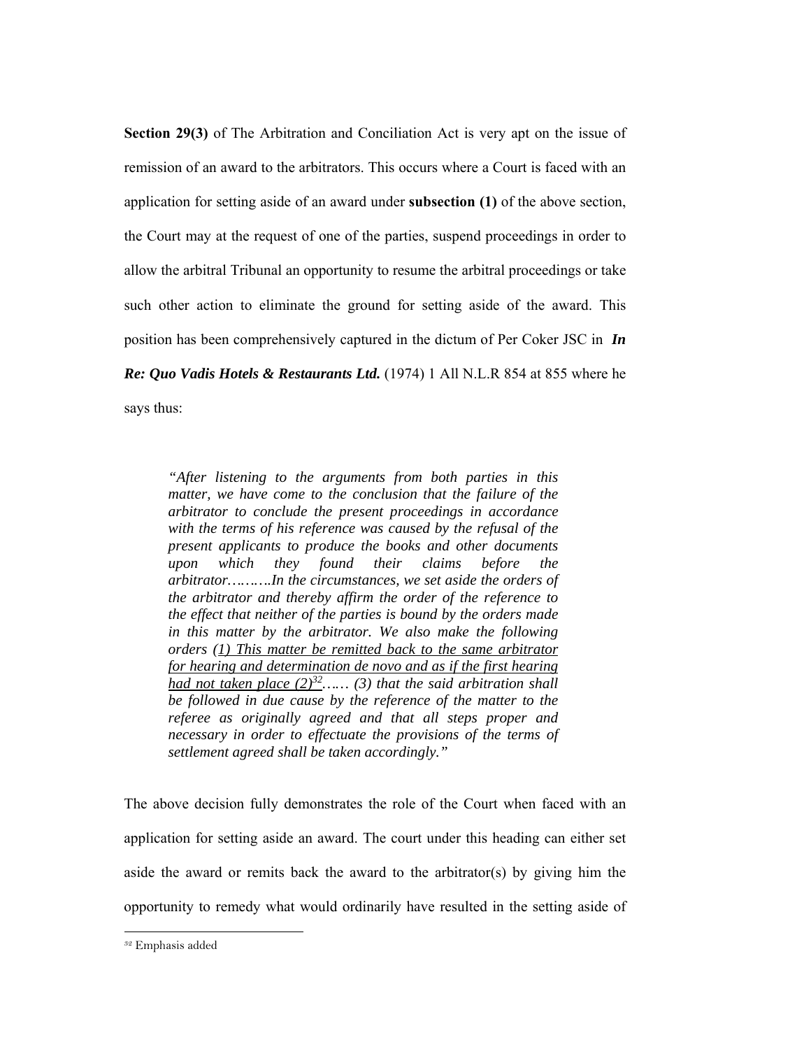**Section 29(3)** of The Arbitration and Conciliation Act is very apt on the issue of remission of an award to the arbitrators. This occurs where a Court is faced with an application for setting aside of an award under **subsection (1)** of the above section, the Court may at the request of one of the parties, suspend proceedings in order to allow the arbitral Tribunal an opportunity to resume the arbitral proceedings or take such other action to eliminate the ground for setting aside of the award. This position has been comprehensively captured in the dictum of Per Coker JSC in ***In Re: Quo Vadis Hotels & Restaurants Ltd.*** (1974) 1 All N.L.R 854 at 855 where he says thus:

> *"After listening to the arguments from both parties in this matter, we have come to the conclusion that the failure of the arbitrator to conclude the present proceedings in accordance with the terms of his reference was caused by the refusal of the present applicants to produce the books and other documents upon which they found their claims before the arbitrator……….In the circumstances, we set aside the orders of the arbitrator and thereby affirm the order of the reference to the effect that neither of the parties is bound by the orders made in this matter by the arbitrator. We also make the following orders <u>(1) This matter be remitted back to the same arbitrator for hearing and determination de novo and as if the first hearing had not taken place (2)</u>[32]…… (3) that the said arbitration shall be followed in due cause by the reference of the matter to the referee as originally agreed and that all steps proper and necessary in order to effectuate the provisions of the terms of settlement agreed shall be taken accordingly."*

The above decision fully demonstrates the role of the Court when faced with an application for setting aside an award. The court under this heading can either set aside the award or remits back the award to the arbitrator(s) by giving him the opportunity to remedy what would ordinarily have resulted in the setting aside of

---

[32] Emphasis added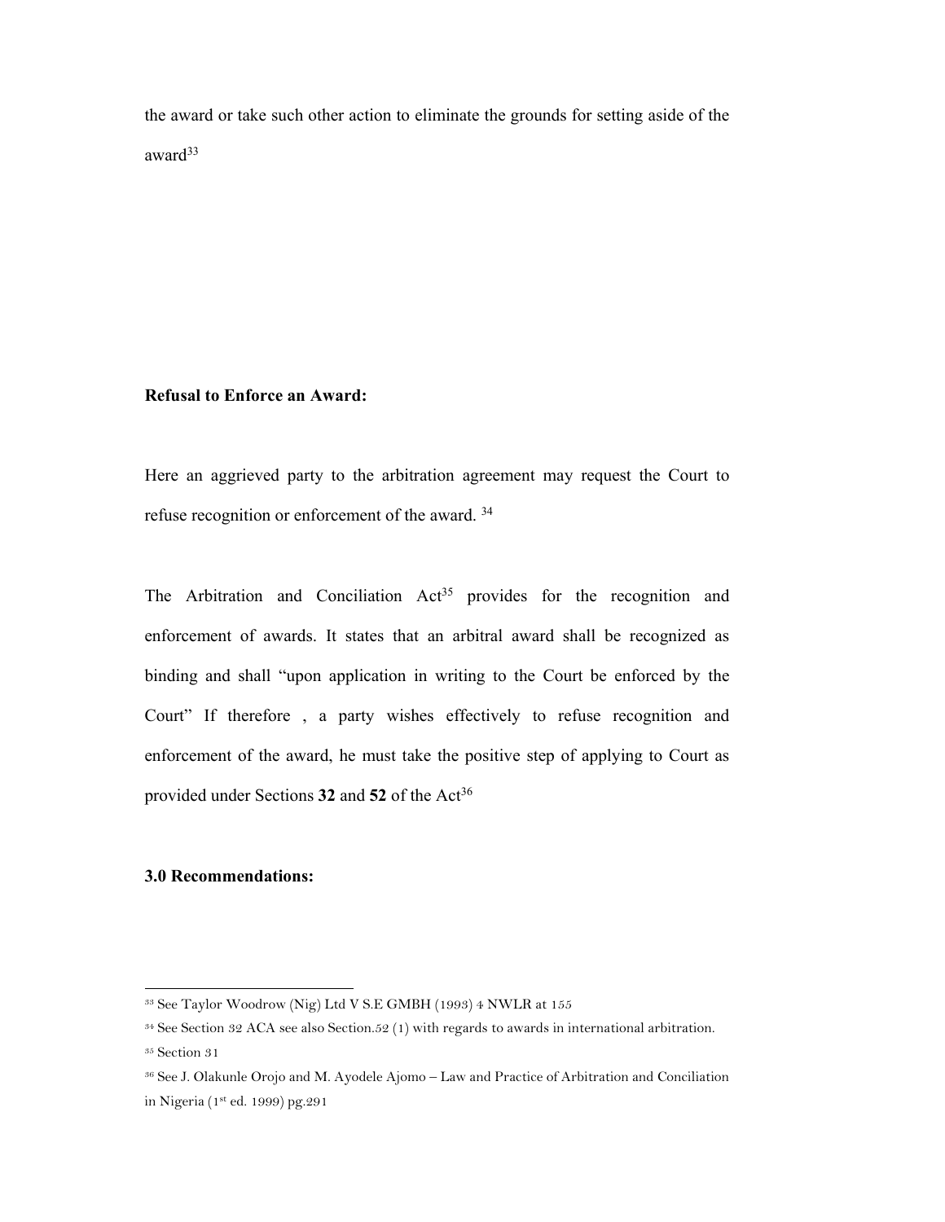the award or take such other action to eliminate the grounds for setting aside of the award[33]

**Refusal to Enforce an Award:**

Here an aggrieved party to the arbitration agreement may request the Court to refuse recognition or enforcement of the award. [34]

The Arbitration and Conciliation Act[35] provides for the recognition and enforcement of awards. It states that an arbitral award shall be recognized as binding and shall "upon application in writing to the Court be enforced by the Court" If therefore , a party wishes effectively to refuse recognition and enforcement of the award, he must take the positive step of applying to Court as provided under Sections **32** and **52** of the Act[36]

**3.0 Recommendations:**

---

[33] See Taylor Woodrow (Nig) Ltd V S.E GMBH (1993) 4 NWLR at 155

[34] See Section 32 ACA see also Section.52 (1) with regards to awards in international arbitration.

[35] Section 31

[36] See J. Olakunle Orojo and M. Ayodele Ajomo – Law and Practice of Arbitration and Conciliation in Nigeria (1st ed. 1999) pg.291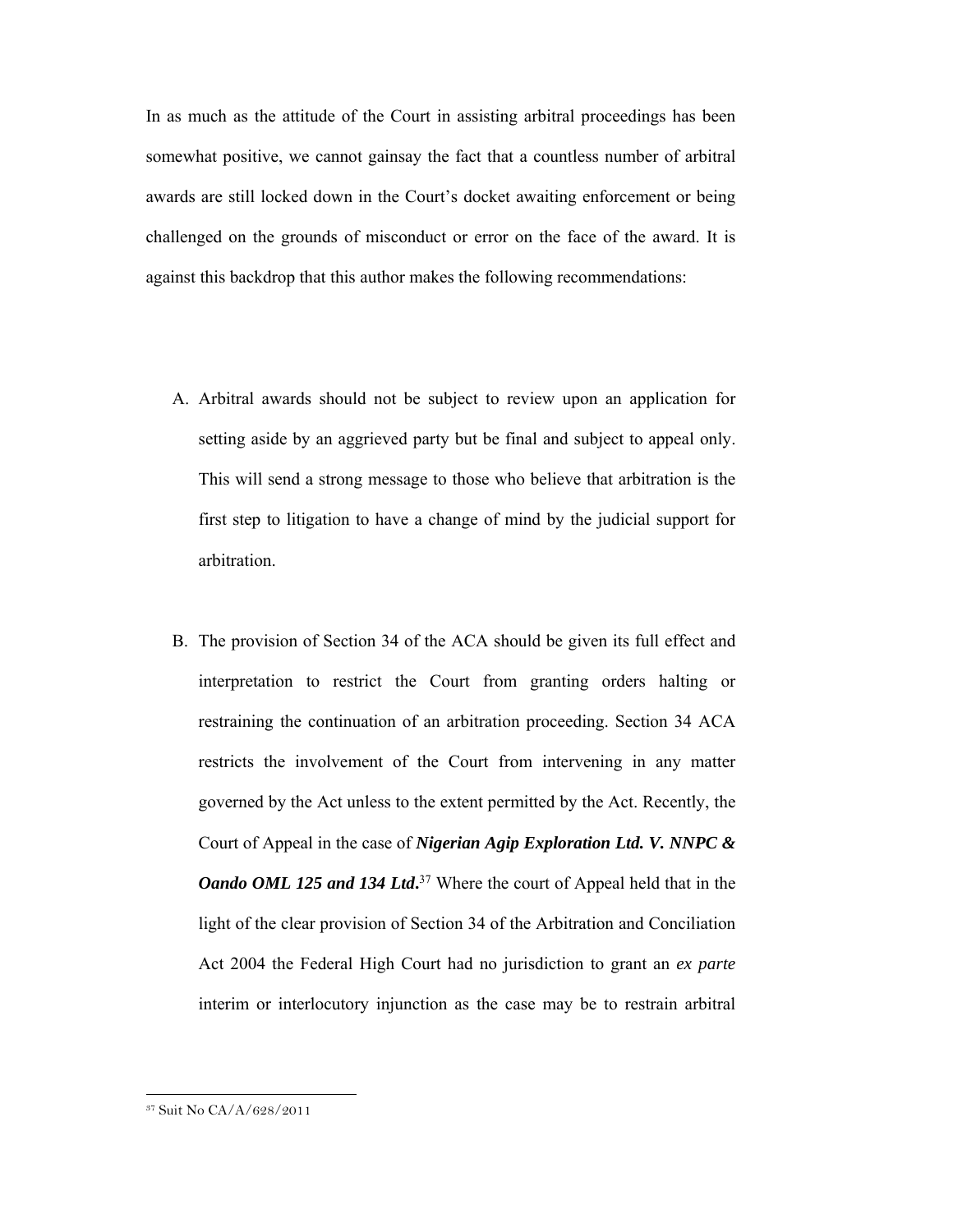In as much as the attitude of the Court in assisting arbitral proceedings has been somewhat positive, we cannot gainsay the fact that a countless number of arbitral awards are still locked down in the Court's docket awaiting enforcement or being challenged on the grounds of misconduct or error on the face of the award. It is against this backdrop that this author makes the following recommendations:

A. Arbitral awards should not be subject to review upon an application for setting aside by an aggrieved party but be final and subject to appeal only. This will send a strong message to those who believe that arbitration is the first step to litigation to have a change of mind by the judicial support for arbitration.

B. The provision of Section 34 of the ACA should be given its full effect and interpretation to restrict the Court from granting orders halting or restraining the continuation of an arbitration proceeding. Section 34 ACA restricts the involvement of the Court from intervening in any matter governed by the Act unless to the extent permitted by the Act. Recently, the Court of Appeal in the case of ***Nigerian Agip Exploration Ltd. V. NNPC & Oando OML 125 and 134 Ltd***.[37] Where the court of Appeal held that in the light of the clear provision of Section 34 of the Arbitration and Conciliation Act 2004 the Federal High Court had no jurisdiction to grant an *ex parte* interim or interlocutory injunction as the case may be to restrain arbitral

[37] Suit No CA/A/628/2011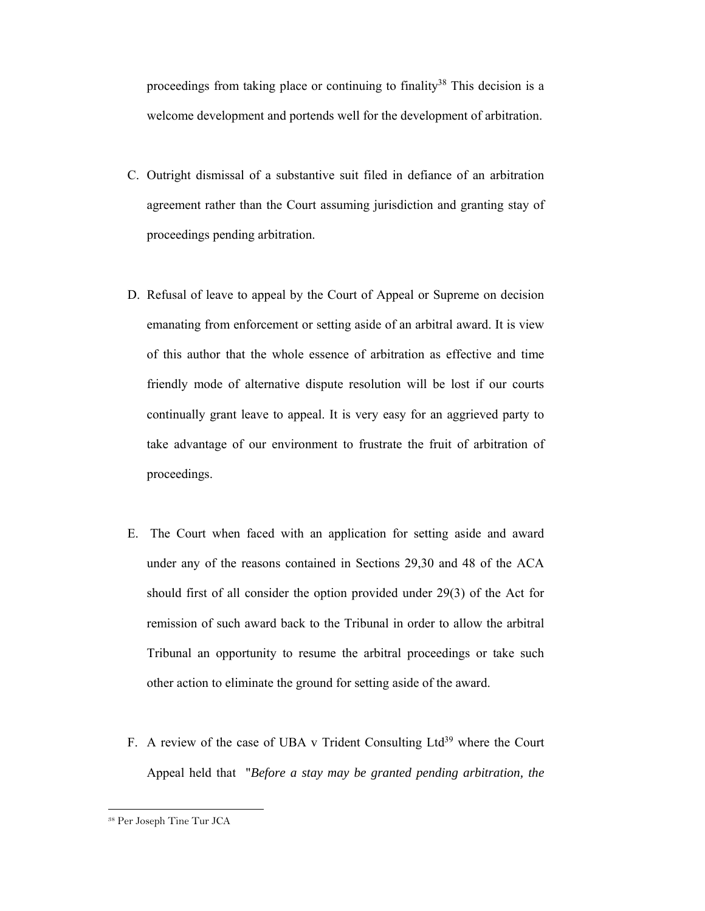proceedings from taking place or continuing to finality[38] This decision is a welcome development and portends well for the development of arbitration.

C. Outright dismissal of a substantive suit filed in defiance of an arbitration agreement rather than the Court assuming jurisdiction and granting stay of proceedings pending arbitration.

D. Refusal of leave to appeal by the Court of Appeal or Supreme on decision emanating from enforcement or setting aside of an arbitral award. It is view of this author that the whole essence of arbitration as effective and time friendly mode of alternative dispute resolution will be lost if our courts continually grant leave to appeal. It is very easy for an aggrieved party to take advantage of our environment to frustrate the fruit of arbitration of proceedings.

E. The Court when faced with an application for setting aside and award under any of the reasons contained in Sections 29,30 and 48 of the ACA should first of all consider the option provided under 29(3) of the Act for remission of such award back to the Tribunal in order to allow the arbitral Tribunal an opportunity to resume the arbitral proceedings or take such other action to eliminate the ground for setting aside of the award.

F. A review of the case of UBA v Trident Consulting Ltd[39] where the Court Appeal held that "*Before a stay may be granted pending arbitration, the*

---

[38] Per Joseph Tine Tur JCA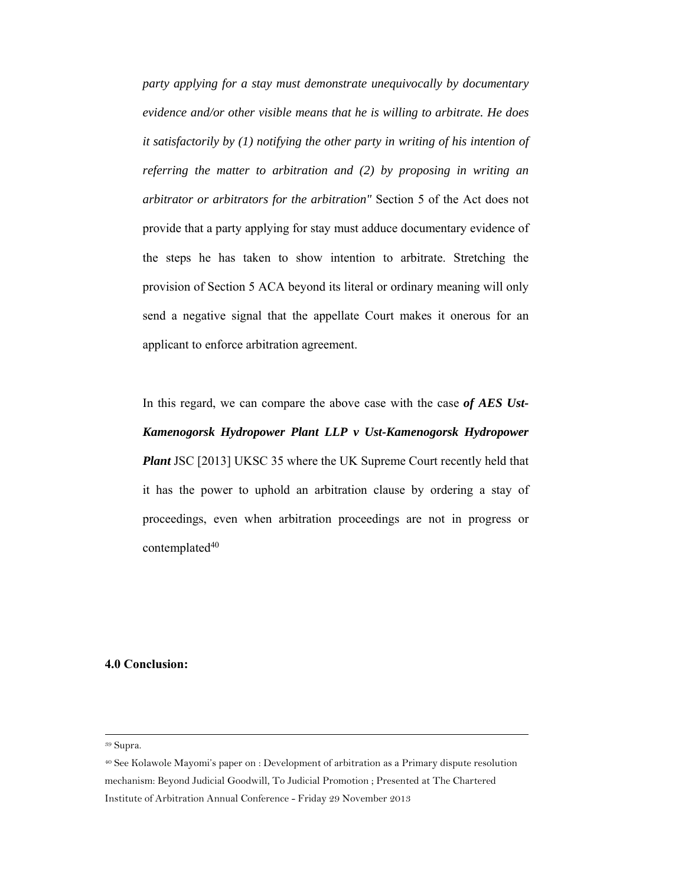*party applying for a stay must demonstrate unequivocally by documentary evidence and/or other visible means that he is willing to arbitrate. He does it satisfactorily by (1) notifying the other party in writing of his intention of referring the matter to arbitration and (2) by proposing in writing an arbitrator or arbitrators for the arbitration"* Section 5 of the Act does not provide that a party applying for stay must adduce documentary evidence of the steps he has taken to show intention to arbitrate. Stretching the provision of Section 5 ACA beyond its literal or ordinary meaning will only send a negative signal that the appellate Court makes it onerous for an applicant to enforce arbitration agreement.

In this regard, we can compare the above case with the case ***of AES Ust-Kamenogorsk Hydropower Plant LLP v Ust-Kamenogorsk Hydropower Plant*** JSC [2013] UKSC 35 where the UK Supreme Court recently held that it has the power to uphold an arbitration clause by ordering a stay of proceedings, even when arbitration proceedings are not in progress or contemplated[40]

**4.0 Conclusion:**

---

[39] Supra.

[40] See Kolawole Mayomi's paper on : Development of arbitration as a Primary dispute resolution mechanism: Beyond Judicial Goodwill, To Judicial Promotion ; Presented at The Chartered Institute of Arbitration Annual Conference - Friday 29 November 2013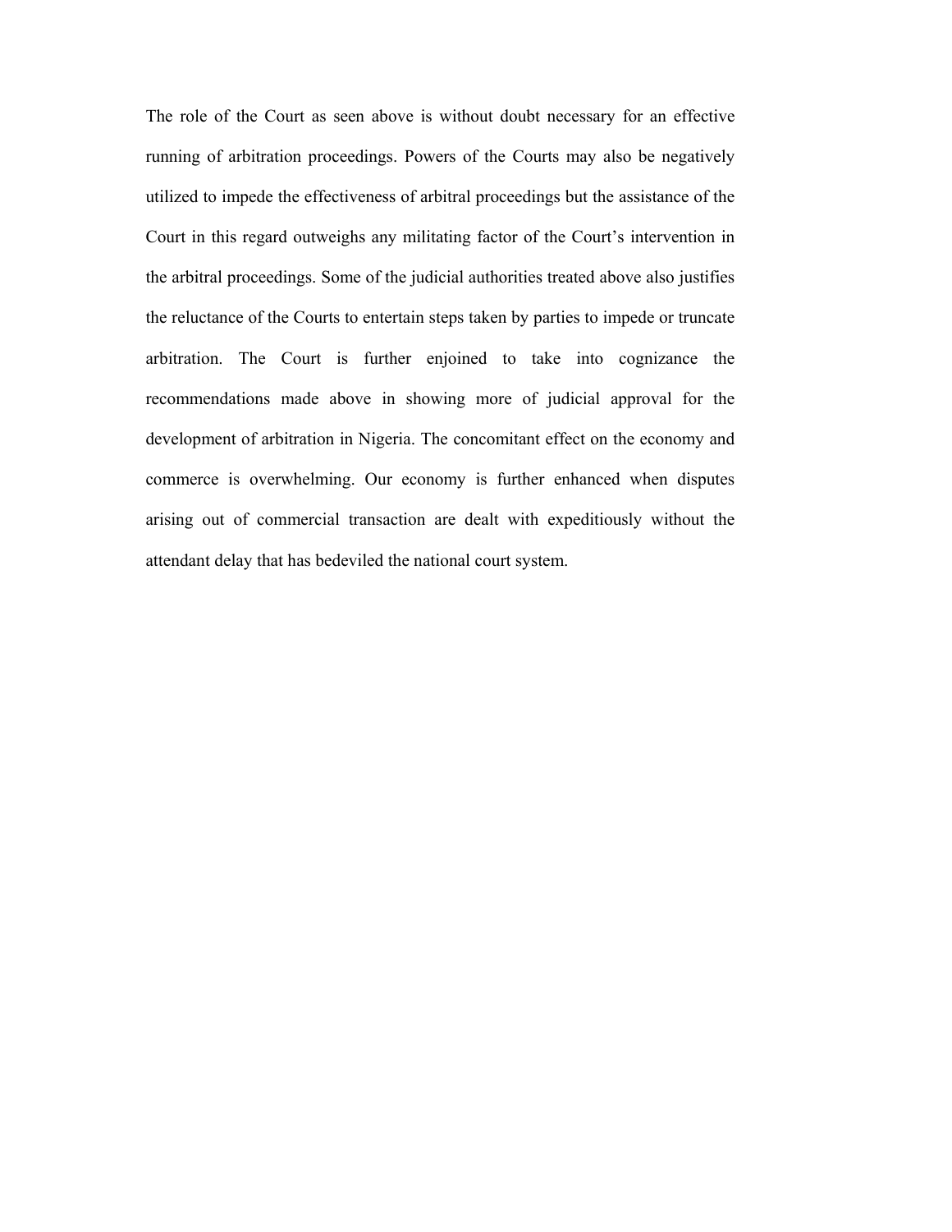The role of the Court as seen above is without doubt necessary for an effective running of arbitration proceedings. Powers of the Courts may also be negatively utilized to impede the effectiveness of arbitral proceedings but the assistance of the Court in this regard outweighs any militating factor of the Court's intervention in the arbitral proceedings. Some of the judicial authorities treated above also justifies the reluctance of the Courts to entertain steps taken by parties to impede or truncate arbitration. The Court is further enjoined to take into cognizance the recommendations made above in showing more of judicial approval for the development of arbitration in Nigeria. The concomitant effect on the economy and commerce is overwhelming. Our economy is further enhanced when disputes arising out of commercial transaction are dealt with expeditiously without the attendant delay that has bedeviled the national court system.